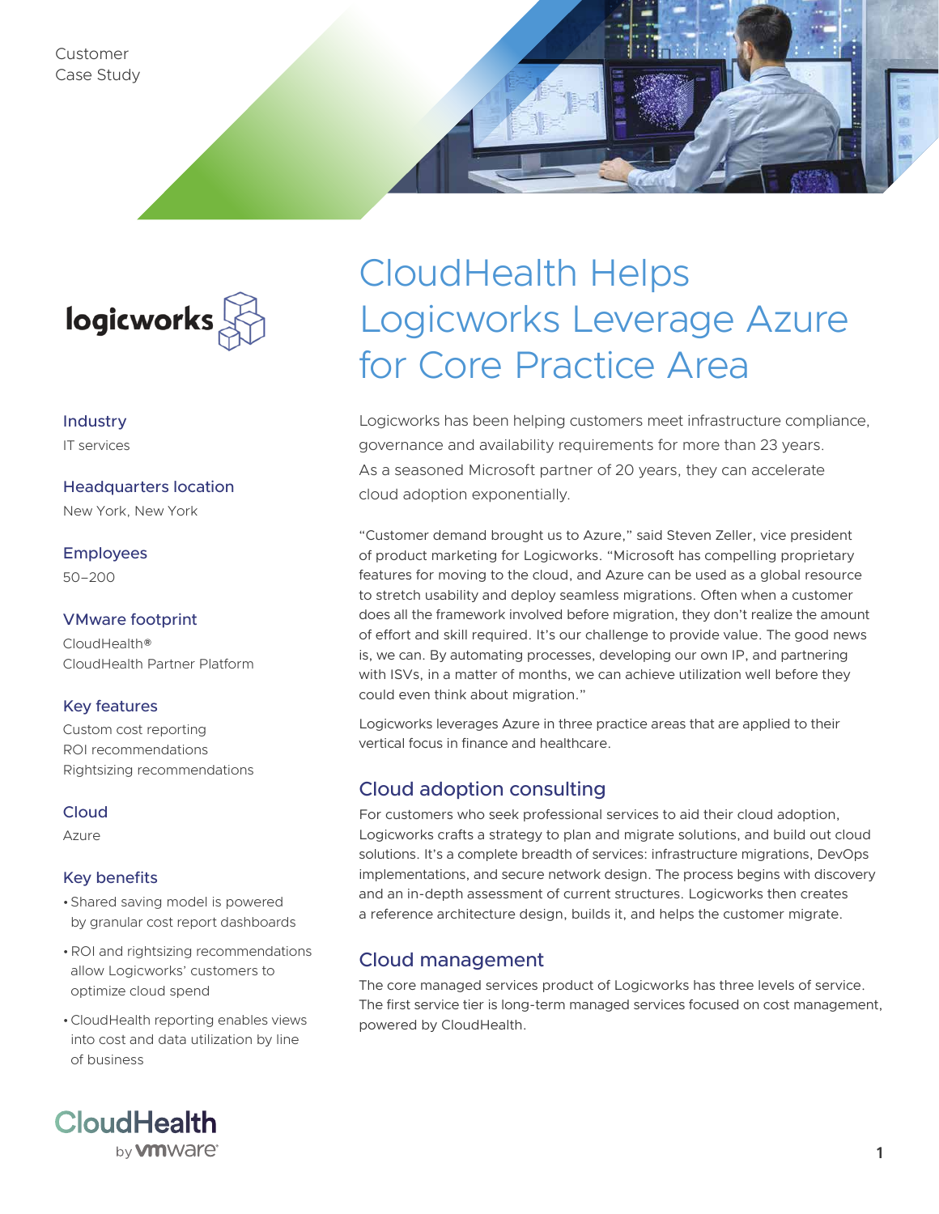Customer Case Study

logicworks

# CloudHealth Helps Logicworks Leverage Azure for Core Practice Area

**Industry**
IT services

**Headquarters location**
New York, New York

**Employees**
50–200

**VMware footprint**
CloudHealth®
CloudHealth Partner Platform

**Key features**
Custom cost reporting
ROI recommendations
Rightsizing recommendations

**Cloud**
Azure

**Key benefits**

- Shared saving model is powered by granular cost report dashboards
- ROI and rightsizing recommendations allow Logicworks' customers to optimize cloud spend
- CloudHealth reporting enables views into cost and data utilization by line of business

Logicworks has been helping customers meet infrastructure compliance, governance and availability requirements for more than 23 years. As a seasoned Microsoft partner of 20 years, they can accelerate cloud adoption exponentially.

"Customer demand brought us to Azure," said Steven Zeller, vice president of product marketing for Logicworks. "Microsoft has compelling proprietary features for moving to the cloud, and Azure can be used as a global resource to stretch usability and deploy seamless migrations. Often when a customer does all the framework involved before migration, they don't realize the amount of effort and skill required. It's our challenge to provide value. The good news is, we can. By automating processes, developing our own IP, and partnering with ISVs, in a matter of months, we can achieve utilization well before they could even think about migration."

Logicworks leverages Azure in three practice areas that are applied to their vertical focus in finance and healthcare.

## Cloud adoption consulting

For customers who seek professional services to aid their cloud adoption, Logicworks crafts a strategy to plan and migrate solutions, and build out cloud solutions. It's a complete breadth of services: infrastructure migrations, DevOps implementations, and secure network design. The process begins with discovery and an in-depth assessment of current structures. Logicworks then creates a reference architecture design, builds it, and helps the customer migrate.

## Cloud management

The core managed services product of Logicworks has three levels of service. The first service tier is long-term managed services focused on cost management, powered by CloudHealth.

CloudHealth by vmware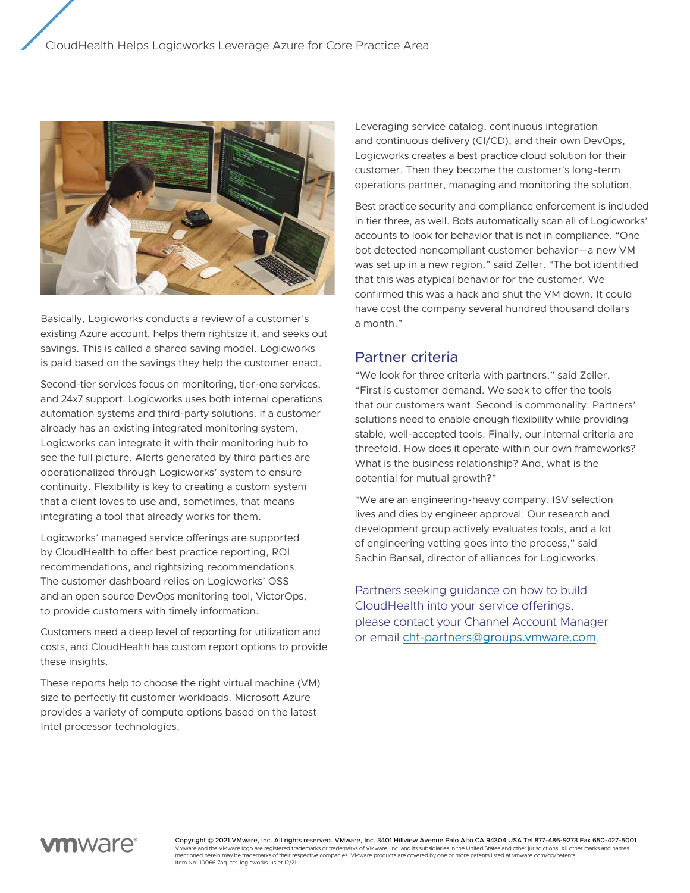Basically, Logicworks conducts a review of a customer's existing Azure account, helps them rightsize it, and seeks out savings. This is called a shared saving model. Logicworks is paid based on the savings they help the customer enact.

Second-tier services focus on monitoring, tier-one services, and 24x7 support. Logicworks uses both internal operations automation systems and third-party solutions. If a customer already has an existing integrated monitoring system, Logicworks can integrate it with their monitoring hub to see the full picture. Alerts generated by third parties are operationalized through Logicworks' system to ensure continuity. Flexibility is key to creating a custom system that a client loves to use and, sometimes, that means integrating a tool that already works for them.

Logicworks' managed service offerings are supported by CloudHealth to offer best practice reporting, ROI recommendations, and rightsizing recommendations. The customer dashboard relies on Logicworks' OSS and an open source DevOps monitoring tool, VictorOps, to provide customers with timely information.

Customers need a deep level of reporting for utilization and costs, and CloudHealth has custom report options to provide these insights.

These reports help to choose the right virtual machine (VM) size to perfectly fit customer workloads. Microsoft Azure provides a variety of compute options based on the latest Intel processor technologies.

Leveraging service catalog, continuous integration and continuous delivery (CI/CD), and their own DevOps, Logicworks creates a best practice cloud solution for their customer. Then they become the customer's long-term operations partner, managing and monitoring the solution.

Best practice security and compliance enforcement is included in tier three, as well. Bots automatically scan all of Logicworks' accounts to look for behavior that is not in compliance. "One bot detected noncompliant customer behavior—a new VM was set up in a new region," said Zeller. "The bot identified that this was atypical behavior for the customer. We confirmed this was a hack and shut the VM down. It could have cost the company several hundred thousand dollars a month."

## Partner criteria

"We look for three criteria with partners," said Zeller. "First is customer demand. We seek to offer the tools that our customers want. Second is commonality. Partners' solutions need to enable enough flexibility while providing stable, well-accepted tools. Finally, our internal criteria are threefold. How does it operate within our own frameworks? What is the business relationship? And, what is the potential for mutual growth?"

"We are an engineering-heavy company. ISV selection lives and dies by engineer approval. Our research and development group actively evaluates tools, and a lot of engineering vetting goes into the process," said Sachin Bansal, director of alliances for Logicworks.

Partners seeking guidance on how to build CloudHealth into your service offerings, please contact your Channel Account Manager or email cht-partners@groups.vmware.com.

Copyright © 2021 VMware, Inc. All rights reserved. VMware, Inc. 3401 Hillview Avenue Palo Alto CA 94304 USA Tel 877-486-9273 Fax 650-427-5001
VMware and the VMware logo are registered trademarks or trademarks of VMware, Inc. and its subsidiaries in the United States and other jurisdictions. All other marks and names mentioned herein may be trademarks of their respective companies. VMware products are covered by one or more patents listed at vmware.com/go/patents.
Item No: 1006617aq-ccs-logicworks-uslet 12/21